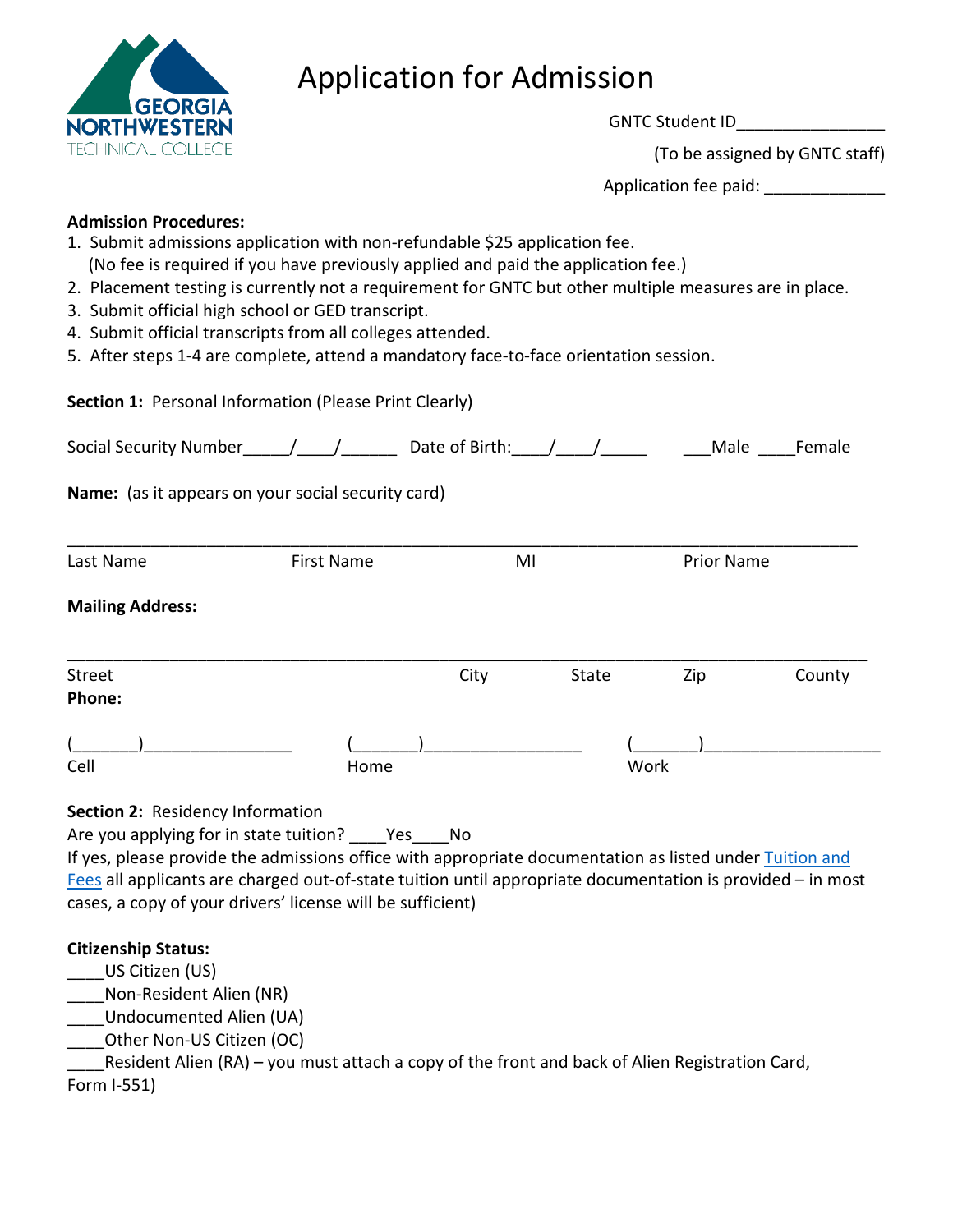# Application for Admission

GNTC Student ID________________

(To be assigned by GNTC staff)

Application fee paid: _____________

**Admission Procedures:**

1. Submit admissions application with non-refundable $25 application fee.
   (No fee is required if you have previously applied and paid the application fee.)
2. Placement testing is currently not a requirement for GNTC but other multiple measures are in place.
3. Submit official high school or GED transcript.
4. Submit official transcripts from all colleges attended.
5. After steps 1-4 are complete, attend a mandatory face-to-face orientation session.

**Section 1:** Personal Information (Please Print Clearly)

Social Security Number_____/____/______ Date of Birth:____/____/_____ ___Male ____Female

**Name:** (as it appears on your social security card)

_____________________________________________________________________________________

Last Name First Name MI Prior Name

**Mailing Address:**

_____________________________________________________________________________________

Street City State Zip County

**Phone:**

(_______)________________ (_______)_________________ (_______)___________________

Cell Home Work

**Section 2:** Residency Information

Are you applying for in state tuition? ____Yes____No

If yes, please provide the admissions office with appropriate documentation as listed under Tuition and Fees all applicants are charged out-of-state tuition until appropriate documentation is provided – in most cases, a copy of your drivers' license will be sufficient)

**Citizenship Status:**

____US Citizen (US)

____Non-Resident Alien (NR)

____Undocumented Alien (UA)

____Other Non-US Citizen (OC)

____Resident Alien (RA) – you must attach a copy of the front and back of Alien Registration Card, Form I-551)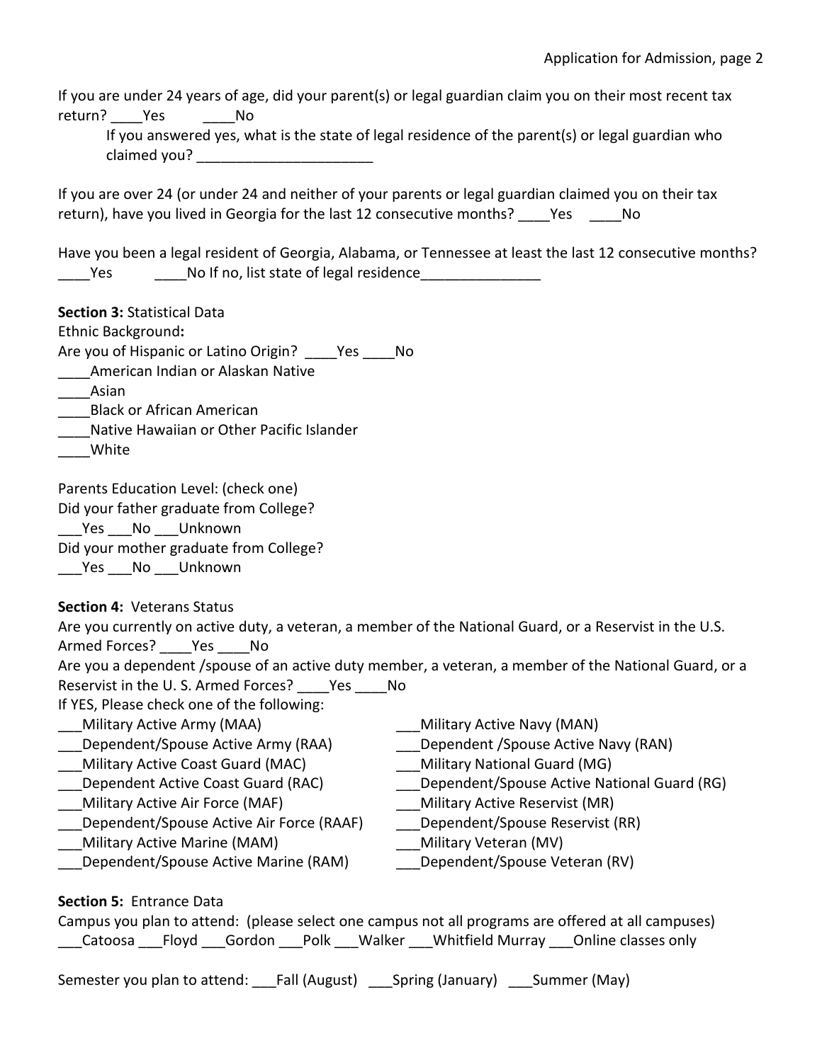If you are under 24 years of age, did your parent(s) or legal guardian claim you on their most recent tax return? ____Yes ____No

If you answered yes, what is the state of legal residence of the parent(s) or legal guardian who claimed you? ______________________

If you are over 24 (or under 24 and neither of your parents or legal guardian claimed you on their tax return), have you lived in Georgia for the last 12 consecutive months? ____Yes ____No

Have you been a legal resident of Georgia, Alabama, or Tennessee at least the last 12 consecutive months?
____Yes ____No If no, list state of legal residence_______________

**Section 3:** Statistical Data

Ethnic Background**:**

Are you of Hispanic or Latino Origin? ____Yes ____No

____American Indian or Alaskan Native
____Asian
____Black or African American
____Native Hawaiian or Other Pacific Islander
____White

Parents Education Level: (check one)

Did your father graduate from College?
___Yes ___No ___Unknown

Did your mother graduate from College?
___Yes ___No ___Unknown

**Section 4:** Veterans Status

Are you currently on active duty, a veteran, a member of the National Guard, or a Reservist in the U.S. Armed Forces? ____Yes ____No

Are you a dependent /spouse of an active duty member, a veteran, a member of the National Guard, or a Reservist in the U. S. Armed Forces? ____Yes ____No

If YES, Please check one of the following:

___Military Active Army (MAA)
___Dependent/Spouse Active Army (RAA)
___Military Active Coast Guard (MAC)
___Dependent Active Coast Guard (RAC)
___Military Active Air Force (MAF)
___Dependent/Spouse Active Air Force (RAAF)
___Military Active Marine (MAM)
___Dependent/Spouse Active Marine (RAM)
___Military Active Navy (MAN)
___Dependent /Spouse Active Navy (RAN)
___Military National Guard (MG)
___Dependent/Spouse Active National Guard (RG)
___Military Active Reservist (MR)
___Dependent/Spouse Reservist (RR)
___Military Veteran (MV)
___Dependent/Spouse Veteran (RV)

**Section 5:** Entrance Data

Campus you plan to attend: (please select one campus not all programs are offered at all campuses)
___Catoosa ___Floyd ___Gordon ___Polk ___Walker ___Whitfield Murray ___Online classes only

Semester you plan to attend: ___Fall (August) ___Spring (January) ___Summer (May)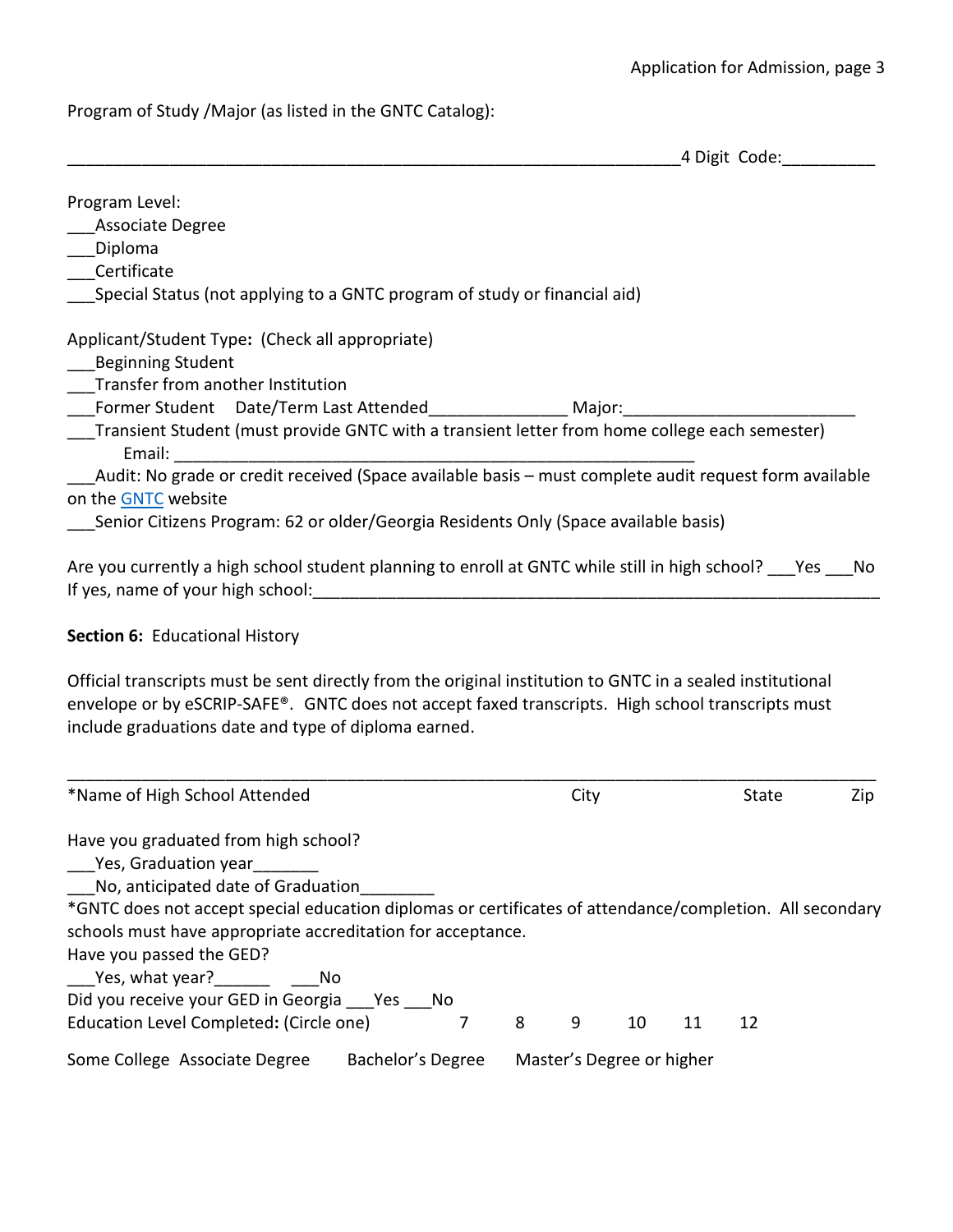Program of Study /Major (as listed in the GNTC Catalog):

__________________________________________________________________4 Digit Code:__________

Program Level:
___Associate Degree
___Diploma
___Certificate
___Special Status (not applying to a GNTC program of study or financial aid)

Applicant/Student Type**:** (Check all appropriate)
___Beginning Student
___Transfer from another Institution
___Former Student  Date/Term Last Attended_______________ Major:_________________________
___Transient Student (must provide GNTC with a transient letter from home college each semester)
Email: _________________________________________________________
___Audit: No grade or credit received (Space available basis – must complete audit request form available on the GNTC website
___Senior Citizens Program: 62 or older/Georgia Residents Only (Space available basis)

Are you currently a high school student planning to enroll at GNTC while still in high school? ___Yes ___No
If yes, name of your high school:_______________________________________________________________

**Section 6:** Educational History

Official transcripts must be sent directly from the original institution to GNTC in a sealed institutional envelope or by eSCRIP-SAFE®. GNTC does not accept faxed transcripts. High school transcripts must include graduations date and type of diploma earned.

_____________________________________________________________________________________
*Name of High School Attended                    City                    State                    Zip

Have you graduated from high school?
___Yes, Graduation year_______
___No, anticipated date of Graduation________
*GNTC does not accept special education diplomas or certificates of attendance/completion. All secondary schools must have appropriate accreditation for acceptance.
Have you passed the GED?
___Yes, what year?______   ___No
Did you receive your GED in Georgia ___Yes ___No
Education Level Completed**:** (Circle one)   7   8   9   10   11   12

Some College   Associate Degree   Bachelor's Degree   Master's Degree or higher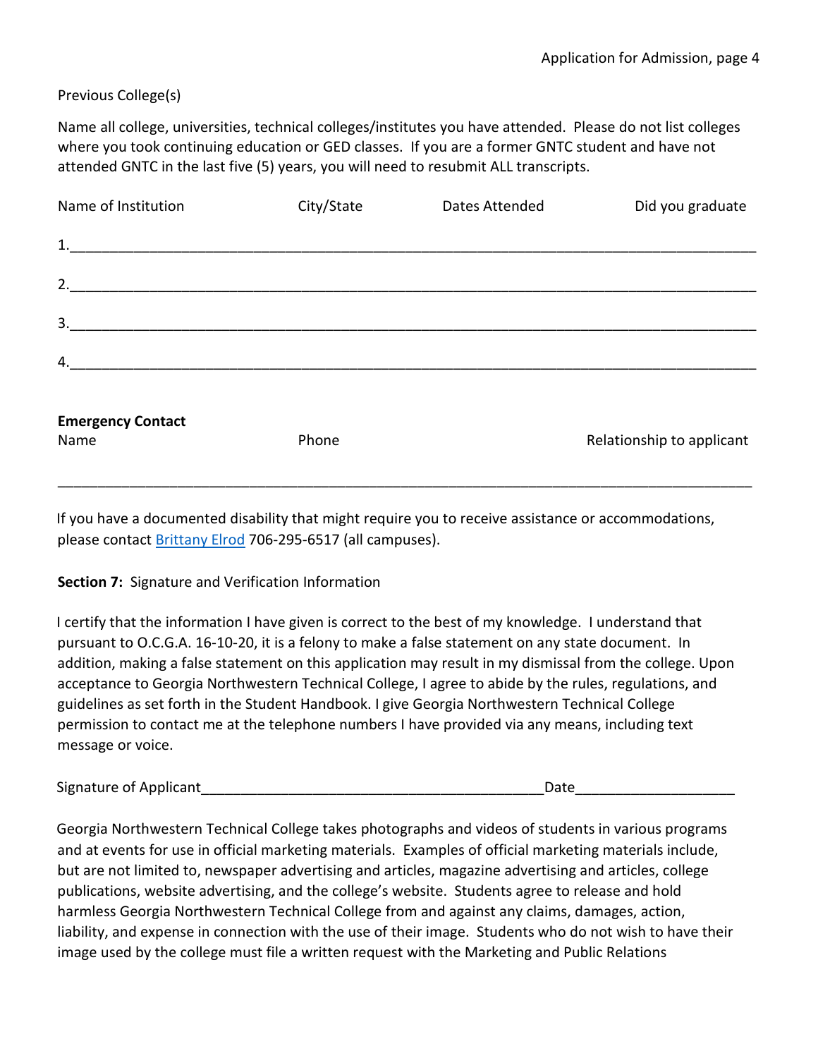Previous College(s)

Name all college, universities, technical colleges/institutes you have attended. Please do not list colleges where you took continuing education or GED classes. If you are a former GNTC student and have not attended GNTC in the last five (5) years, you will need to resubmit ALL transcripts.

| Name of Institution | City/State | Dates Attended | Did you graduate |
|---|---|---|---|
| 1. | | | |
| 2. | | | |
| 3. | | | |
| 4. | | | |

**Emergency Contact**

| Name | Phone | Relationship to applicant |
|---|---|---|
| | | |

If you have a documented disability that might require you to receive assistance or accommodations, please contact Brittany Elrod 706-295-6517 (all campuses).

**Section 7:** Signature and Verification Information

I certify that the information I have given is correct to the best of my knowledge. I understand that pursuant to O.C.G.A. 16-10-20, it is a felony to make a false statement on any state document. In addition, making a false statement on this application may result in my dismissal from the college. Upon acceptance to Georgia Northwestern Technical College, I agree to abide by the rules, regulations, and guidelines as set forth in the Student Handbook. I give Georgia Northwestern Technical College permission to contact me at the telephone numbers I have provided via any means, including text message or voice.

Signature of Applicant____________________________________________Date____________________

Georgia Northwestern Technical College takes photographs and videos of students in various programs and at events for use in official marketing materials. Examples of official marketing materials include, but are not limited to, newspaper advertising and articles, magazine advertising and articles, college publications, website advertising, and the college's website. Students agree to release and hold harmless Georgia Northwestern Technical College from and against any claims, damages, action, liability, and expense in connection with the use of their image. Students who do not wish to have their image used by the college must file a written request with the Marketing and Public Relations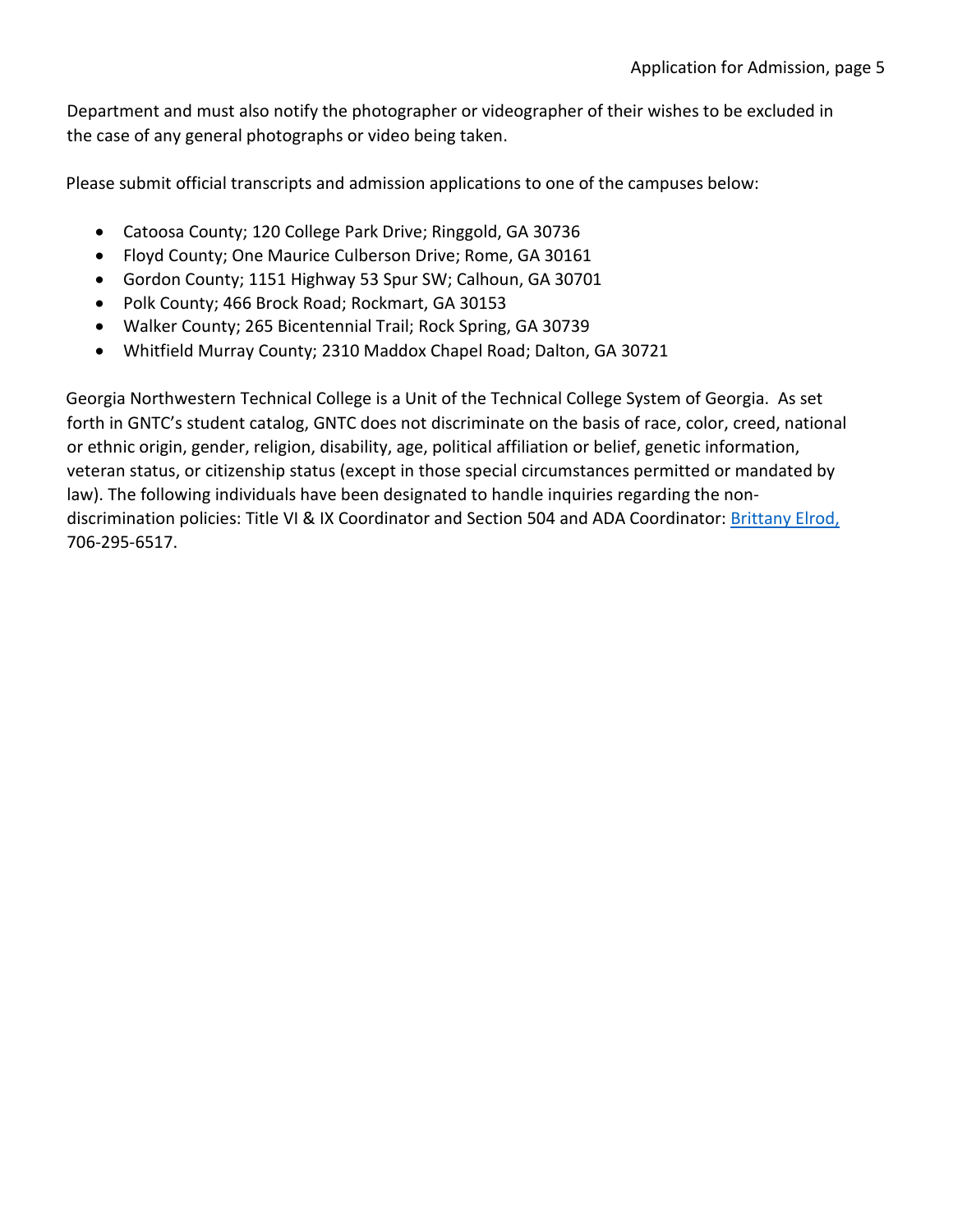Department and must also notify the photographer or videographer of their wishes to be excluded in the case of any general photographs or video being taken.

Please submit official transcripts and admission applications to one of the campuses below:

- Catoosa County; 120 College Park Drive; Ringgold, GA 30736
- Floyd County; One Maurice Culberson Drive; Rome, GA 30161
- Gordon County; 1151 Highway 53 Spur SW; Calhoun, GA 30701
- Polk County; 466 Brock Road; Rockmart, GA 30153
- Walker County; 265 Bicentennial Trail; Rock Spring, GA 30739
- Whitfield Murray County; 2310 Maddox Chapel Road; Dalton, GA 30721

Georgia Northwestern Technical College is a Unit of the Technical College System of Georgia. As set forth in GNTC's student catalog, GNTC does not discriminate on the basis of race, color, creed, national or ethnic origin, gender, religion, disability, age, political affiliation or belief, genetic information, veteran status, or citizenship status (except in those special circumstances permitted or mandated by law). The following individuals have been designated to handle inquiries regarding the non-discrimination policies: Title VI & IX Coordinator and Section 504 and ADA Coordinator: Brittany Elrod, 706-295-6517.